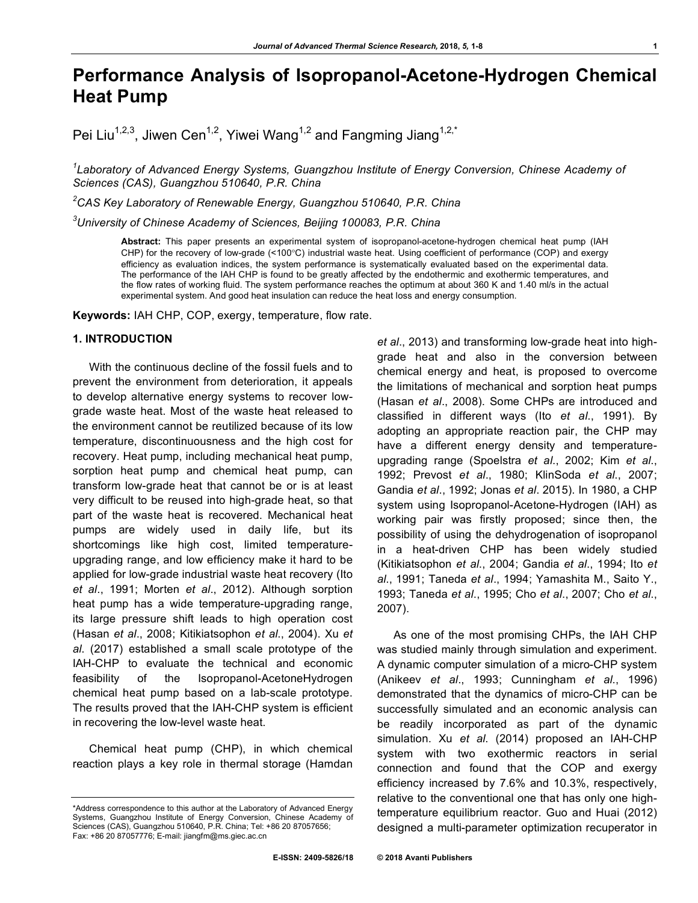# Performance Analysis of Isopropanol-Acetone-Hydrogen Chemical Heat Pump

Pei Liu[1,2,3], Jiwen Cen[1,2], Yiwei Wang[1,2] and Fangming Jiang[1,2,*]

[1]*Laboratory of Advanced Energy Systems, Guangzhou Institute of Energy Conversion, Chinese Academy of Sciences (CAS), Guangzhou 510640, P.R. China*

[2]*CAS Key Laboratory of Renewable Energy, Guangzhou 510640, P.R. China*

[3]*University of Chinese Academy of Sciences, Beijing 100083, P.R. China*

**Abstract:** This paper presents an experimental system of isopropanol-acetone-hydrogen chemical heat pump (IAH CHP) for the recovery of low-grade (<100°C) industrial waste heat. Using coefficient of performance (COP) and exergy efficiency as evaluation indices, the system performance is systematically evaluated based on the experimental data. The performance of the IAH CHP is found to be greatly affected by the endothermic and exothermic temperatures, and the flow rates of working fluid. The system performance reaches the optimum at about 360 K and 1.40 ml/s in the actual experimental system. And good heat insulation can reduce the heat loss and energy consumption.

**Keywords:** IAH CHP, COP, exergy, temperature, flow rate.

## 1. INTRODUCTION

With the continuous decline of the fossil fuels and to prevent the environment from deterioration, it appeals to develop alternative energy systems to recover low-grade waste heat. Most of the waste heat released to the environment cannot be reutilized because of its low temperature, discontinuousness and the high cost for recovery. Heat pump, including mechanical heat pump, sorption heat pump and chemical heat pump, can transform low-grade heat that cannot be or is at least very difficult to be reused into high-grade heat, so that part of the waste heat is recovered. Mechanical heat pumps are widely used in daily life, but its shortcomings like high cost, limited temperature-upgrading range, and low efficiency make it hard to be applied for low-grade industrial waste heat recovery (Ito *et al*., 1991; Morten *et al*., 2012). Although sorption heat pump has a wide temperature-upgrading range, its large pressure shift leads to high operation cost (Hasan *et al*., 2008; Kitikiatsophon *et al*., 2004). Xu *et al.* (2017) established a small scale prototype of the IAH-CHP to evaluate the technical and economic feasibility of the Isopropanol-AcetoneHydrogen chemical heat pump based on a lab-scale prototype. The results proved that the IAH-CHP system is efficient in recovering the low-level waste heat.

Chemical heat pump (CHP), in which chemical reaction plays a key role in thermal storage (Hamdan *et al*., 2013) and transforming low-grade heat into high-grade heat and also in the conversion between chemical energy and heat, is proposed to overcome the limitations of mechanical and sorption heat pumps (Hasan *et al*., 2008). Some CHPs are introduced and classified in different ways (Ito *et al*., 1991). By adopting an appropriate reaction pair, the CHP may have a different energy density and temperature-upgrading range (Spoelstra *et al*., 2002; Kim *et al*., 1992; Prevost *et al*., 1980; KlinSoda *et al*., 2007; Gandia *et al*., 1992; Jonas *et al*. 2015). In 1980, a CHP system using Isopropanol-Acetone-Hydrogen (IAH) as working pair was firstly proposed; since then, the possibility of using the dehydrogenation of isopropanol in a heat-driven CHP has been widely studied (Kitikiatsophon *et al*., 2004; Gandia *et al*., 1994; Ito *et al*., 1991; Taneda *et al*., 1994; Yamashita M., Saito Y., 1993; Taneda *et al*., 1995; Cho *et al*., 2007; Cho *et al*., 2007).

As one of the most promising CHPs, the IAH CHP was studied mainly through simulation and experiment. A dynamic computer simulation of a micro-CHP system (Anikeev *et al*., 1993; Cunningham *et al*., 1996) demonstrated that the dynamics of micro-CHP can be successfully simulated and an economic analysis can be readily incorporated as part of the dynamic simulation. Xu *et al*. (2014) proposed an IAH-CHP system with two exothermic reactors in serial connection and found that the COP and exergy efficiency increased by 7.6% and 10.3%, respectively, relative to the conventional one that has only one high-temperature equilibrium reactor. Guo and Huai (2012) designed a multi-parameter optimization recuperator in

---

*Address correspondence to this author at the Laboratory of Advanced Energy Systems, Guangzhou Institute of Energy Conversion, Chinese Academy of Sciences (CAS), Guangzhou 510640, P.R. China; Tel: +86 20 87057656; Fax: +86 20 87057776; E-mail: jiangfm@ms.giec.ac.cn

E-ISSN: 2409-5826/18 © 2018 Avanti Publishers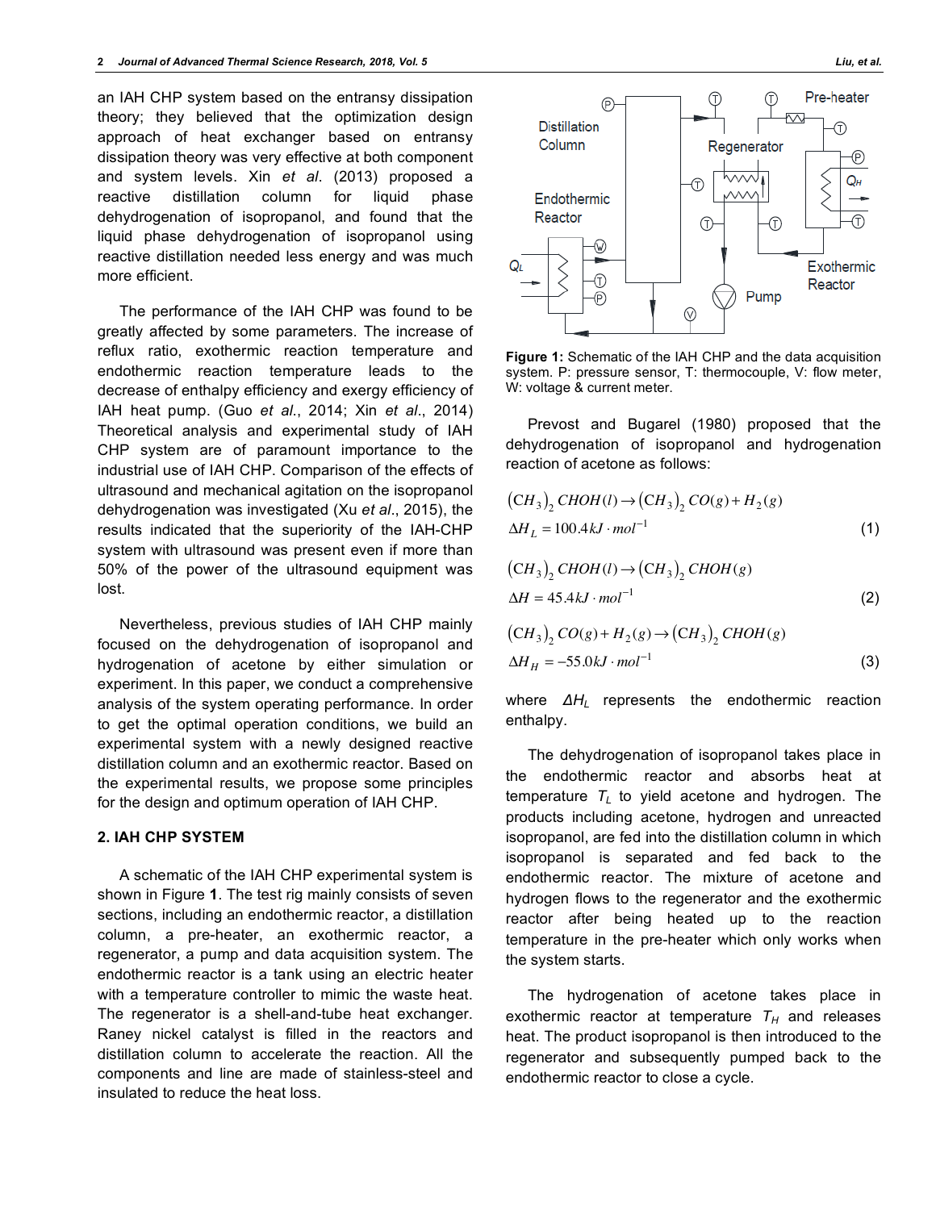an IAH CHP system based on the entransy dissipation theory; they believed that the optimization design approach of heat exchanger based on entransy dissipation theory was very effective at both component and system levels. Xin *et al*. (2013) proposed a reactive distillation column for liquid phase dehydrogenation of isopropanol, and found that the liquid phase dehydrogenation of isopropanol using reactive distillation needed less energy and was much more efficient.

The performance of the IAH CHP was found to be greatly affected by some parameters. The increase of reflux ratio, exothermic reaction temperature and endothermic reaction temperature leads to the decrease of enthalpy efficiency and exergy efficiency of IAH heat pump. (Guo *et al*., 2014; Xin *et al*., 2014) Theoretical analysis and experimental study of IAH CHP system are of paramount importance to the industrial use of IAH CHP. Comparison of the effects of ultrasound and mechanical agitation on the isopropanol dehydrogenation was investigated (Xu *et al*., 2015), the results indicated that the superiority of the IAH-CHP system with ultrasound was present even if more than 50% of the power of the ultrasound equipment was lost.

Nevertheless, previous studies of IAH CHP mainly focused on the dehydrogenation of isopropanol and hydrogenation of acetone by either simulation or experiment. In this paper, we conduct a comprehensive analysis of the system operating performance. In order to get the optimal operation conditions, we build an experimental system with a newly designed reactive distillation column and an exothermic reactor. Based on the experimental results, we propose some principles for the design and optimum operation of IAH CHP.

## 2. IAH CHP SYSTEM

A schematic of the IAH CHP experimental system is shown in Figure **1**. The test rig mainly consists of seven sections, including an endothermic reactor, a distillation column, a pre-heater, an exothermic reactor, a regenerator, a pump and data acquisition system. The endothermic reactor is a tank using an electric heater with a temperature controller to mimic the waste heat. The regenerator is a shell-and-tube heat exchanger. Raney nickel catalyst is filled in the reactors and distillation column to accelerate the reaction. All the components and line are made of stainless-steel and insulated to reduce the heat loss.

**Figure 1:** Schematic of the IAH CHP and the data acquisition system. P: pressure sensor, T: thermocouple, V: flow meter, W: voltage & current meter.

Prevost and Bugarel (1980) proposed that the dehydrogenation of isopropanol and hydrogenation reaction of acetone as follows:

$$
(CH_3)_2CHOH(l) \rightarrow (CH_3)_2CO(g) + H_2(g) \qquad \Delta H_L = 100.4 kJ \cdot mol^{-1} \tag{1}
$$

$$
(CH_3)_2CHOH(l) \rightarrow (CH_3)_2CHOH(g) \qquad \Delta H = 45.4 kJ \cdot mol^{-1} \tag{2}
$$

$$
(CH_3)_2CO(g) + H_2(g) \rightarrow (CH_3)_2CHOH(g) \qquad \Delta H_H = -55.0 kJ \cdot mol^{-1} \tag{3}
$$

where $\Delta H_L$ represents the endothermic reaction enthalpy.

The dehydrogenation of isopropanol takes place in the endothermic reactor and absorbs heat at temperature $T_L$ to yield acetone and hydrogen. The products including acetone, hydrogen and unreacted isopropanol, are fed into the distillation column in which isopropanol is separated and fed back to the endothermic reactor. The mixture of acetone and hydrogen flows to the regenerator and the exothermic reactor after being heated up to the reaction temperature in the pre-heater which only works when the system starts.

The hydrogenation of acetone takes place in exothermic reactor at temperature $T_H$ and releases heat. The product isopropanol is then introduced to the regenerator and subsequently pumped back to the endothermic reactor to close a cycle.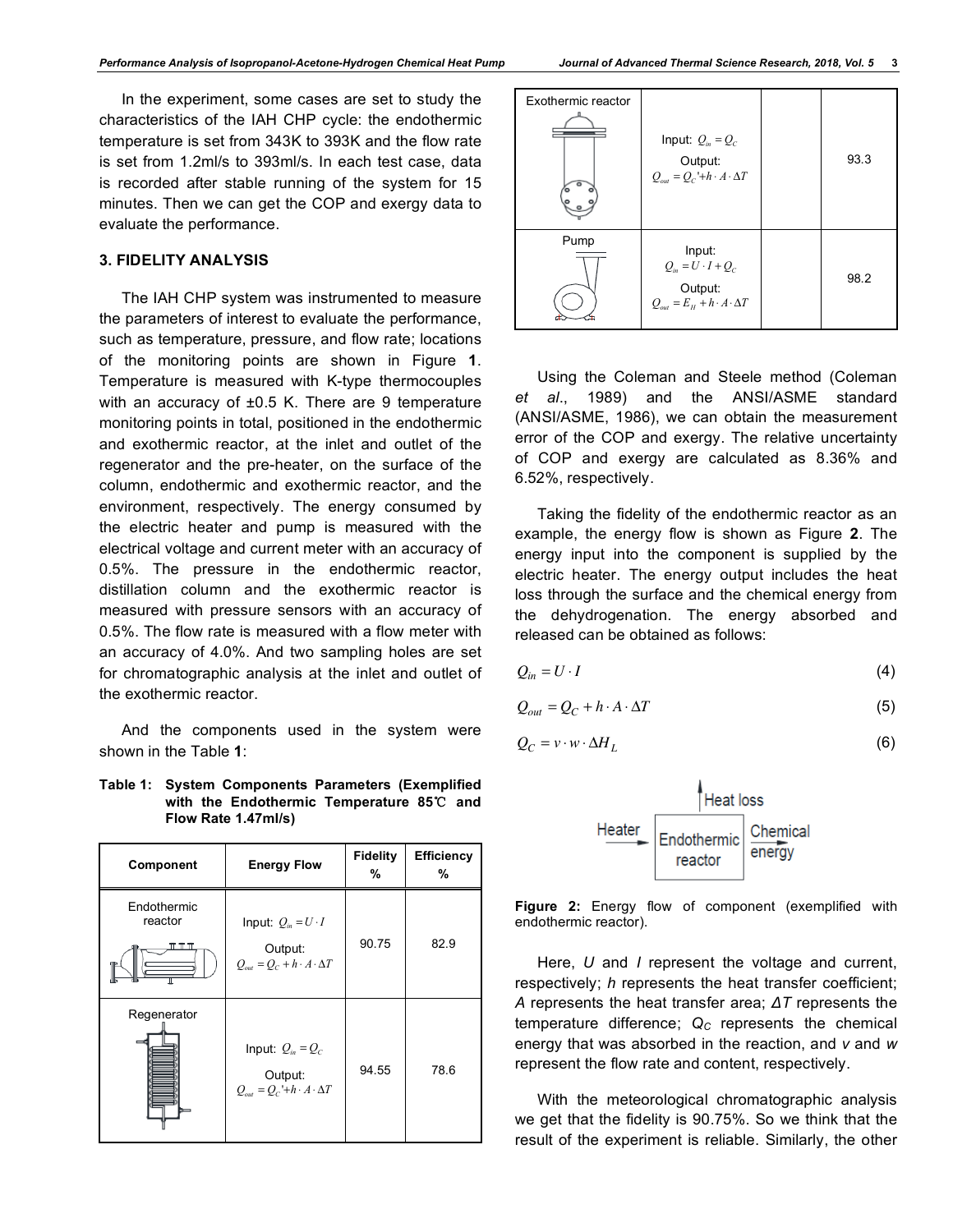In the experiment, some cases are set to study the characteristics of the IAH CHP cycle: the endothermic temperature is set from 343K to 393K and the flow rate is set from 1.2ml/s to 393ml/s. In each test case, data is recorded after stable running of the system for 15 minutes. Then we can get the COP and exergy data to evaluate the performance.

## 3. FIDELITY ANALYSIS

The IAH CHP system was instrumented to measure the parameters of interest to evaluate the performance, such as temperature, pressure, and flow rate; locations of the monitoring points are shown in Figure **1**. Temperature is measured with K-type thermocouples with an accuracy of ±0.5 K. There are 9 temperature monitoring points in total, positioned in the endothermic and exothermic reactor, at the inlet and outlet of the regenerator and the pre-heater, on the surface of the column, endothermic and exothermic reactor, and the environment, respectively. The energy consumed by the electric heater and pump is measured with the electrical voltage and current meter with an accuracy of 0.5%. The pressure in the endothermic reactor, distillation column and the exothermic reactor is measured with pressure sensors with an accuracy of 0.5%. The flow rate is measured with a flow meter with an accuracy of 4.0%. And two sampling holes are set for chromatographic analysis at the inlet and outlet of the exothermic reactor.

And the components used in the system were shown in the Table **1**:

**Table 1: System Components Parameters (Exemplified with the Endothermic Temperature 85℃ and Flow Rate 1.47ml/s)**

| Component | Energy Flow | Fidelity % | Efficiency % |
|---|---|---|---|
| Endothermic reactor | Input: $Q_{in} = U \cdot I$<br>Output: $Q_{out} = Q_C + h \cdot A \cdot \Delta T$ | 90.75 | 82.9 |
| Regenerator | Input: $Q_{in} = Q_C$<br>Output: $Q_{out} = Q_C' + h \cdot A \cdot \Delta T$ | 94.55 | 78.6 |
| Exothermic reactor | Input: $Q_{in} = Q_C$<br>Output: $Q_{out} = Q_C' + h \cdot A \cdot \Delta T$ | | 93.3 |
| Pump | Input: $Q_{in} = U \cdot I + Q_C$<br>Output: $Q_{out} = E_H + h \cdot A \cdot \Delta T$ | | 98.2 |

Using the Coleman and Steele method (Coleman *et al*., 1989) and the ANSI/ASME standard (ANSI/ASME, 1986), we can obtain the measurement error of the COP and exergy. The relative uncertainty of COP and exergy are calculated as 8.36% and 6.52%, respectively.

Taking the fidelity of the endothermic reactor as an example, the energy flow is shown as Figure **2**. The energy input into the component is supplied by the electric heater. The energy output includes the heat loss through the surface and the chemical energy from the dehydrogenation. The energy absorbed and released can be obtained as follows:

$$Q_{in} = U \cdot I \tag{4}$$

$$Q_{out} = Q_C + h \cdot A \cdot \Delta T \tag{5}$$

$$Q_C = v \cdot w \cdot \Delta H_L \tag{6}$$

**Figure 2:** Energy flow of component (exemplified with endothermic reactor).

Here, *U* and *I* represent the voltage and current, respectively; *h* represents the heat transfer coefficient; *A* represents the heat transfer area; *ΔT* represents the temperature difference; $Q_C$ represents the chemical energy that was absorbed in the reaction, and *v* and *w* represent the flow rate and content, respectively.

With the meteorological chromatographic analysis we get that the fidelity is 90.75%. So we think that the result of the experiment is reliable. Similarly, the other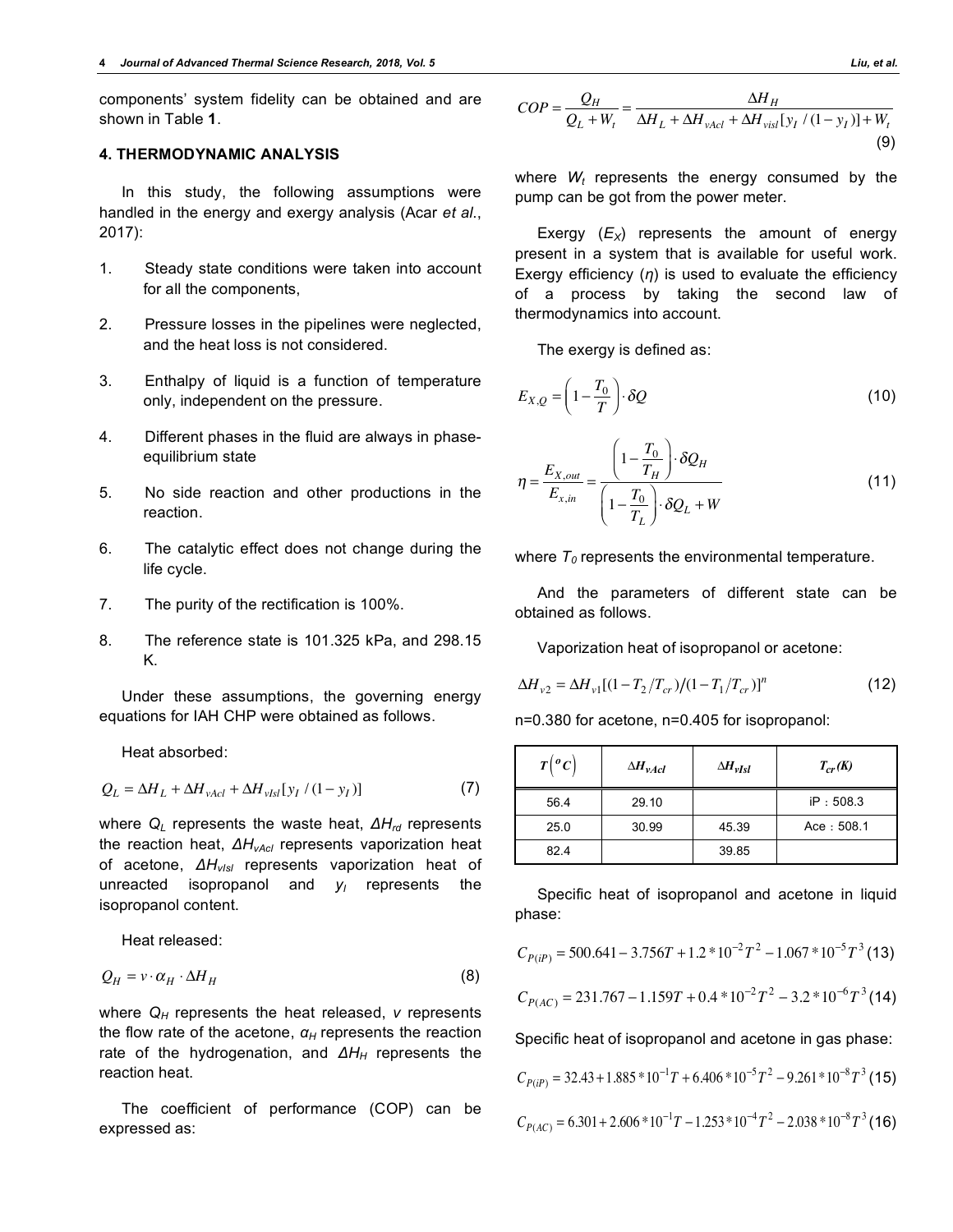components' system fidelity can be obtained and are shown in Table **1**.

## 4. THERMODYNAMIC ANALYSIS

In this study, the following assumptions were handled in the energy and exergy analysis (Acar *et al.*, 2017):

1. Steady state conditions were taken into account for all the components,
2. Pressure losses in the pipelines were neglected, and the heat loss is not considered.
3. Enthalpy of liquid is a function of temperature only, independent on the pressure.
4. Different phases in the fluid are always in phase-equilibrium state
5. No side reaction and other productions in the reaction.
6. The catalytic effect does not change during the life cycle.
7. The purity of the rectification is 100%.
8. The reference state is 101.325 kPa, and 298.15 K.

Under these assumptions, the governing energy equations for IAH CHP were obtained as follows.

Heat absorbed:

$$Q_L = \Delta H_L + \Delta H_{vAcl} + \Delta H_{vIsl}[y_I/(1-y_I)] \tag{7}$$

where $Q_L$ represents the waste heat, $\Delta H_{rd}$ represents the reaction heat, $\Delta H_{vAcl}$ represents vaporization heat of acetone, $\Delta H_{vIsl}$ represents vaporization heat of unreacted isopropanol and $y_I$ represents the isopropanol content.

Heat released:

$$Q_H = v \cdot \alpha_H \cdot \Delta H_H \tag{8}$$

where $Q_H$ represents the heat released, $v$ represents the flow rate of the acetone, $\alpha_H$ represents the reaction rate of the hydrogenation, and $\Delta H_H$ represents the reaction heat.

The coefficient of performance (COP) can be expressed as:

$$COP = \frac{Q_H}{Q_L + W_t} = \frac{\Delta H_H}{\Delta H_L + \Delta H_{vAcl} + \Delta H_{vIsl}[y_I/(1-y_I)] + W_t} \tag{9}$$

where $W_t$ represents the energy consumed by the pump can be got from the power meter.

Exergy ($E_X$) represents the amount of energy present in a system that is available for useful work. Exergy efficiency ($\eta$) is used to evaluate the efficiency of a process by taking the second law of thermodynamics into account.

The exergy is defined as:

$$E_{X,Q} = \left(1 - \frac{T_0}{T}\right) \cdot \delta Q \tag{10}$$

$$\eta = \frac{E_{X,out}}{E_{x,in}} = \frac{\left(1 - \frac{T_0}{T_H}\right) \cdot \delta Q_H}{\left(1 - \frac{T_0}{T_L}\right) \cdot \delta Q_L + W} \tag{11}$$

where $T_0$ represents the environmental temperature.

And the parameters of different state can be obtained as follows.

Vaporization heat of isopropanol or acetone:

$$\Delta H_{v2} = \Delta H_{v1}[(1 - T_2/T_{cr})/(1 - T_1/T_{cr})]^n \tag{12}$$

n=0.380 for acetone, n=0.405 for isopropanol:

| $T(^oC)$ | $\Delta H_{vAcl}$ | $\Delta H_{vIsl}$ | $T_{cr}$(K) |
|---|---|---|---|
| 56.4 | 29.10 | | iP：508.3 |
| 25.0 | 30.99 | 45.39 | Ace：508.1 |
| 82.4 | | 39.85 | |

Specific heat of isopropanol and acetone in liquid phase:

$$C_{P(iP)} = 500.641 - 3.756T + 1.2*10^{-2}T^2 - 1.067*10^{-5}T^3 \tag{13}$$

$$C_{P(AC)} = 231.767 - 1.159T + 0.4*10^{-2}T^2 - 3.2*10^{-6}T^3 \tag{14}$$

Specific heat of isopropanol and acetone in gas phase:

$$C_{P(iP)} = 32.43 + 1.885*10^{-1}T + 6.406*10^{-5}T^2 - 9.261*10^{-8}T^3 \tag{15}$$

$$C_{P(AC)} = 6.301 + 2.606*10^{-1}T - 1.253*10^{-4}T^2 - 2.038*10^{-8}T^3 \tag{16}$$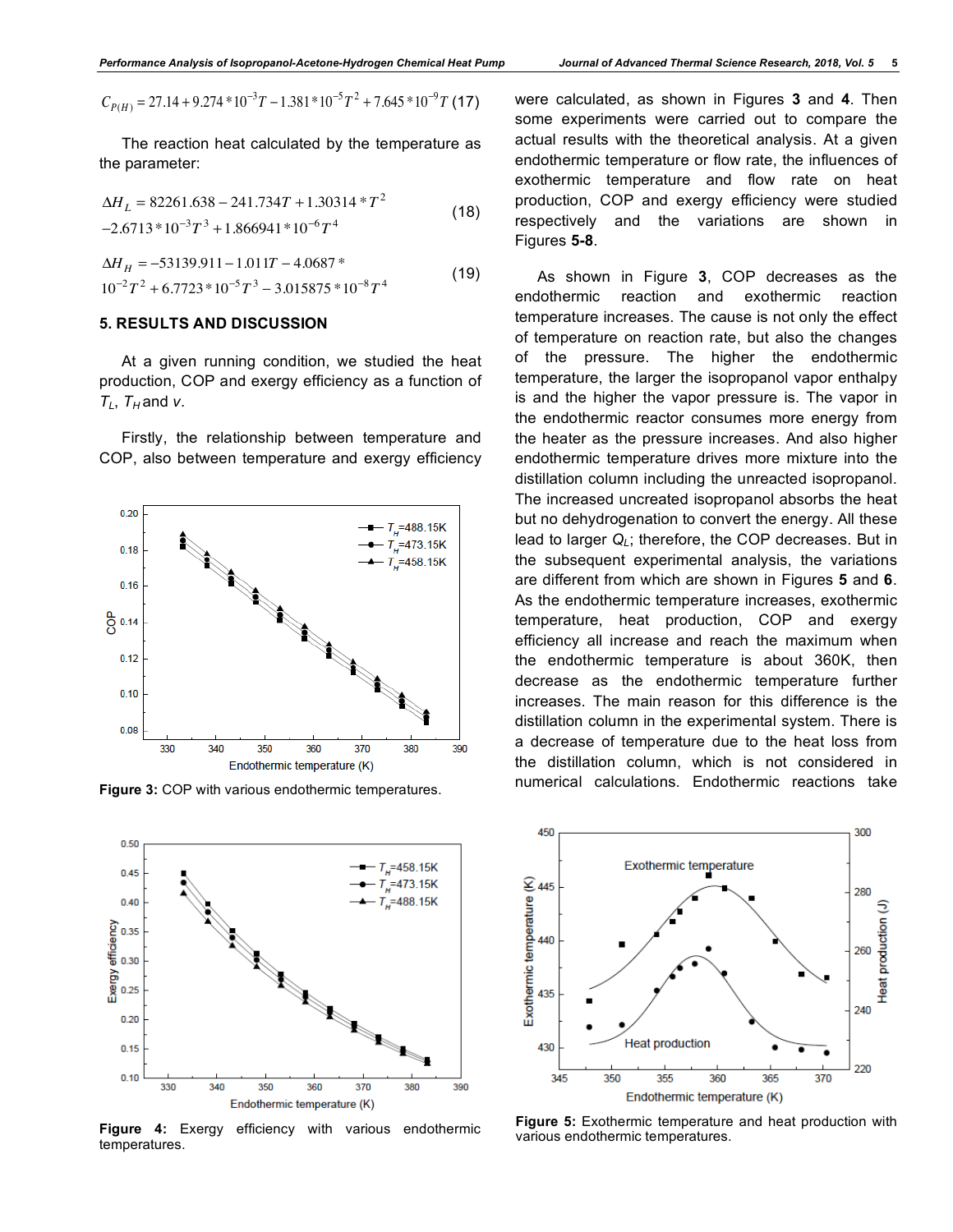$$C_{P(H)} = 27.14 + 9.274*10^{-3}T - 1.381*10^{-5}T^2 + 7.645*10^{-9}T \quad (17)$$

The reaction heat calculated by the temperature as the parameter:

$$\Delta H_L = 82261.638 - 241.734T + 1.30314*T^2 - 2.6713*10^{-3}T^3 + 1.866941*10^{-6}T^4 \quad (18)$$

$$\Delta H_H = -53139.911 - 1.011T - 4.0687*10^{-2}T^2 + 6.7723*10^{-5}T^3 - 3.015875*10^{-8}T^4 \quad (19)$$

## 5. RESULTS AND DISCUSSION

At a given running condition, we studied the heat production, COP and exergy efficiency as a function of $T_L$, $T_H$ and $v$.

Firstly, the relationship between temperature and COP, also between temperature and exergy efficiency were calculated, as shown in Figures **3** and **4**. Then some experiments were carried out to compare the actual results with the theoretical analysis. At a given endothermic temperature or flow rate, the influences of exothermic temperature and flow rate on heat production, COP and exergy efficiency were studied respectively and the variations are shown in Figures **5-8**.

**Figure 3:** COP with various endothermic temperatures.

**Figure 4:** Exergy efficiency with various endothermic temperatures.

As shown in Figure **3**, COP decreases as the endothermic reaction and exothermic reaction temperature increases. The cause is not only the effect of temperature on reaction rate, but also the changes of the pressure. The higher the endothermic temperature, the larger the isopropanol vapor enthalpy is and the higher the vapor pressure is. The vapor in the endothermic reactor consumes more energy from the heater as the pressure increases. And also higher endothermic temperature drives more mixture into the distillation column including the unreacted isopropanol. The increased uncreated isopropanol absorbs the heat but no dehydrogenation to convert the energy. All these lead to larger $Q_L$; therefore, the COP decreases. But in the subsequent experimental analysis, the variations are different from which are shown in Figures **5** and **6**. As the endothermic temperature increases, exothermic temperature, heat production, COP and exergy efficiency all increase and reach the maximum when the endothermic temperature is about 360K, then decrease as the endothermic temperature further increases. The main reason for this difference is the distillation column in the experimental system. There is a decrease of temperature due to the heat loss from the distillation column, which is not considered in numerical calculations. Endothermic reactions take

**Figure 5:** Exothermic temperature and heat production with various endothermic temperatures.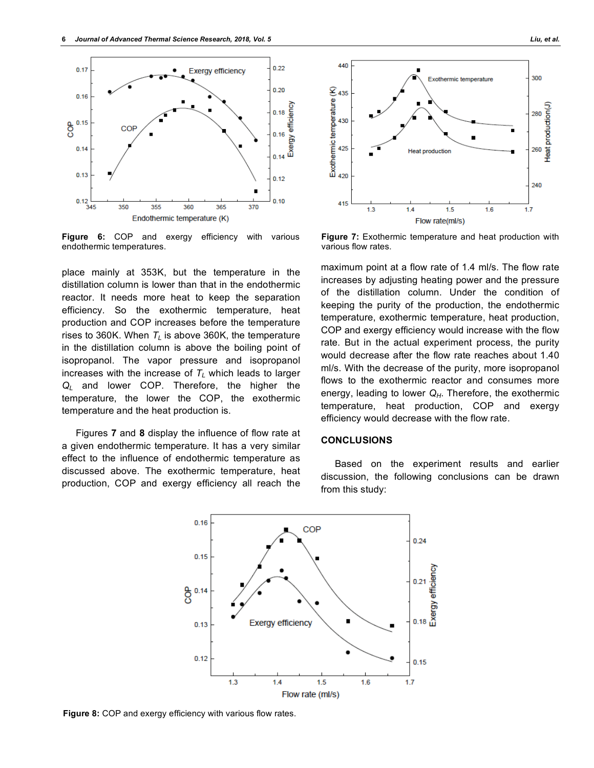Figure 6: COP and exergy efficiency with various endothermic temperatures.

place mainly at 353K, but the temperature in the distillation column is lower than that in the endothermic reactor. It needs more heat to keep the separation efficiency. So the exothermic temperature, heat production and COP increases before the temperature rises to 360K. When $T_L$ is above 360K, the temperature in the distillation column is above the boiling point of isopropanol. The vapor pressure and isopropanol increases with the increase of $T_L$ which leads to larger $Q_L$ and lower COP. Therefore, the higher the temperature, the lower the COP, the exothermic temperature and the heat production is.

Figures **7** and **8** display the influence of flow rate at a given endothermic temperature. It has a very similar effect to the influence of endothermic temperature as discussed above. The exothermic temperature, heat production, COP and exergy efficiency all reach the maximum point at a flow rate of 1.4 ml/s. The flow rate increases by adjusting heating power and the pressure of the distillation column. Under the condition of keeping the purity of the production, the endothermic temperature, exothermic temperature, heat production, COP and exergy efficiency would increase with the flow rate. But in the actual experiment process, the purity would decrease after the flow rate reaches about 1.40 ml/s. With the decrease of the purity, more isopropanol flows to the exothermic reactor and consumes more energy, leading to lower $Q_H$. Therefore, the exothermic temperature, heat production, COP and exergy efficiency would decrease with the flow rate.

Figure 7: Exothermic temperature and heat production with various flow rates.

## CONCLUSIONS

Based on the experiment results and earlier discussion, the following conclusions can be drawn from this study:

Figure 8: COP and exergy efficiency with various flow rates.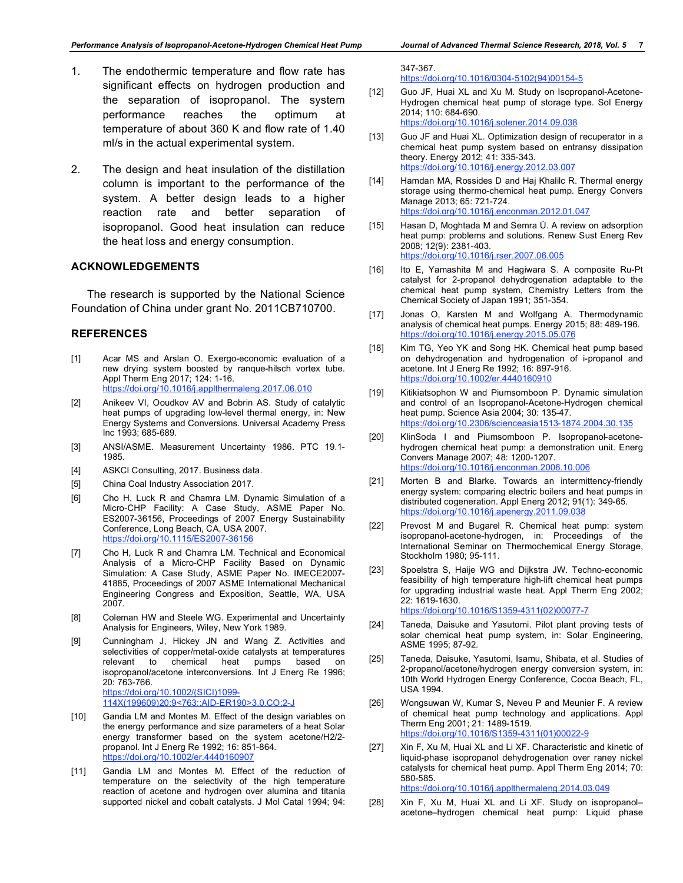1. The endothermic temperature and flow rate has significant effects on hydrogen production and the separation of isopropanol. The system performance reaches the optimum at temperature of about 360 K and flow rate of 1.40 ml/s in the actual experimental system.

2. The design and heat insulation of the distillation column is important to the performance of the system. A better design leads to a higher reaction rate and better separation of isopropanol. Good heat insulation can reduce the heat loss and energy consumption.

## ACKNOWLEDGEMENTS

The research is supported by the National Science Foundation of China under grant No. 2011CB710700.

## REFERENCES

[1] Acar MS and Arslan O. Exergo-economic evaluation of a new drying system boosted by ranque-hilsch vortex tube. Appl Therm Eng 2017; 124: 1-16. https://doi.org/10.1016/j.applthermaleng.2017.06.010

[2] Anikeev VI, Ooudkov AV and Bobrin AS. Study of catalytic heat pumps of upgrading low-level thermal energy, in: New Energy Systems and Conversions. Universal Academy Press Inc 1993; 685-689.

[3] ANSI/ASME. Measurement Uncertainty 1986. PTC 19.1-1985.

[4] ASKCI Consulting, 2017. Business data.

[5] China Coal Industry Association 2017.

[6] Cho H, Luck R and Chamra LM. Dynamic Simulation of a Micro-CHP Facility: A Case Study, ASME Paper No. ES2007-36156, Proceedings of 2007 Energy Sustainability Conference, Long Beach, CA, USA 2007. https://doi.org/10.1115/ES2007-36156

[7] Cho H, Luck R and Chamra LM. Technical and Economical Analysis of a Micro-CHP Facility Based on Dynamic Simulation: A Case Study, ASME Paper No. IMECE2007-41885, Proceedings of 2007 ASME International Mechanical Engineering Congress and Exposition, Seattle, WA, USA 2007.

[8] Coleman HW and Steele WG. Experimental and Uncertainty Analysis for Engineers, Wiley, New York 1989.

[9] Cunningham J, Hickey JN and Wang Z. Activities and selectivities of copper/metal-oxide catalysts at temperatures relevant to chemical heat pumps based on isopropanol/acetone interconversions. Int J Energ Re 1996; 20: 763-766. https://doi.org/10.1002/(SICI)1099-114X(199609)20:9<763::AID-ER190>3.0.CO;2-J

[10] Gandia LM and Montes M. Effect of the design variables on the energy performance and size parameters of a heat Solar energy transformer based on the system acetone/H2/2-propanol. Int J Energ Re 1992; 16: 851-864. https://doi.org/10.1002/er.4440160907

[11] Gandia LM and Montes M. Effect of the reduction of temperature on the selectivity of the high temperature reaction of acetone and hydrogen over alumina and titania supported nickel and cobalt catalysts. J Mol Catal 1994; 94: 347-367. https://doi.org/10.1016/0304-5102(94)00154-5

[12] Guo JF, Huai XL and Xu M. Study on Isopropanol-Acetone-Hydrogen chemical heat pump of storage type. Sol Energy 2014; 110: 684-690. https://doi.org/10.1016/j.solener.2014.09.038

[13] Guo JF and Huai XL. Optimization design of recuperator in a chemical heat pump system based on entransy dissipation theory. Energy 2012; 41: 335-343. https://doi.org/10.1016/j.energy.2012.03.007

[14] Hamdan MA, Rossides D and Haj Khalilc R. Thermal energy storage using thermo-chemical heat pump. Energy Convers Manage 2013; 65: 721-724. https://doi.org/10.1016/j.enconman.2012.01.047

[15] Hasan D, Moghtada M and Semra Ü. A review on adsorption heat pump: problems and solutions. Renew Sust Energ Rev 2008; 12(9): 2381-403. https://doi.org/10.1016/j.rser.2007.06.005

[16] Ito E, Yamashita M and Hagiwara S. A composite Ru-Pt catalyst for 2-propanol dehydrogenation adaptable to the chemical heat pump system, Chemistry Letters from the Chemical Society of Japan 1991; 351-354.

[17] Jonas O, Karsten M and Wolfgang A. Thermodynamic analysis of chemical heat pumps. Energy 2015; 88: 489-196. https://doi.org/10.1016/j.energy.2015.05.076

[18] Kim TG, Yeo YK and Song HK. Chemical heat pump based on dehydrogenation and hydrogenation of i-propanol and acetone. Int J Energ Re 1992; 16: 897-916. https://doi.org/10.1002/er.4440160910

[19] Kitikiatsophon W and Piumsomboon P. Dynamic simulation and control of an Isopropanol-Acetone-Hydrogen chemical heat pump. Science Asia 2004; 30: 135-47. https://doi.org/10.2306/scienceasia1513-1874.2004.30.135

[20] KlinSoda I and Piumsomboon P. Isopropanol-acetone-hydrogen chemical heat pump: a demonstration unit. Energ Convers Manage 2007; 48: 1200-1207. https://doi.org/10.1016/j.enconman.2006.10.006

[21] Morten B and Blarke. Towards an intermittency-friendly energy system: comparing electric boilers and heat pumps in distributed cogeneration. Appl Energ 2012; 91(1): 349-65. https://doi.org/10.1016/j.apenergy.2011.09.038

[22] Prevost M and Bugarel R. Chemical heat pump: system isopropanol-acetone-hydrogen, in: Proceedings of the International Seminar on Thermochemical Energy Storage, Stockholm 1980; 95-111.

[23] Spoelstra S, Haije WG and Dijkstra JW. Techno-economic feasibility of high temperature high-lift chemical heat pumps for upgrading industrial waste heat. Appl Therm Eng 2002; 22: 1619-1630. https://doi.org/10.1016/S1359-4311(02)00077-7

[24] Taneda, Daisuke and Yasutomi. Pilot plant proving tests of solar chemical heat pump system, in: Solar Engineering, ASME 1995; 87-92.

[25] Taneda, Daisuke, Yasutomi, Isamu, Shibata, et al. Studies of 2-propanol/acetone/hydrogen energy conversion system, in: 10th World Hydrogen Energy Conference, Cocoa Beach, FL, USA 1994.

[26] Wongsuwan W, Kumar S, Neveu P and Meunier F. A review of chemical heat pump technology and applications. Appl Therm Eng 2001; 21: 1489-1519. https://doi.org/10.1016/S1359-4311(01)00022-9

[27] Xin F, Xu M, Huai XL and Li XF. Characteristic and kinetic of liquid-phase isopropanol dehydrogenation over raney nickel catalysts for chemical heat pump. Appl Therm Eng 2014; 70: 580-585. https://doi.org/10.1016/j.applthermaleng.2014.03.049

[28] Xin F, Xu M, Huai XL and Li XF. Study on isopropanol–acetone–hydrogen chemical heat pump: Liquid phase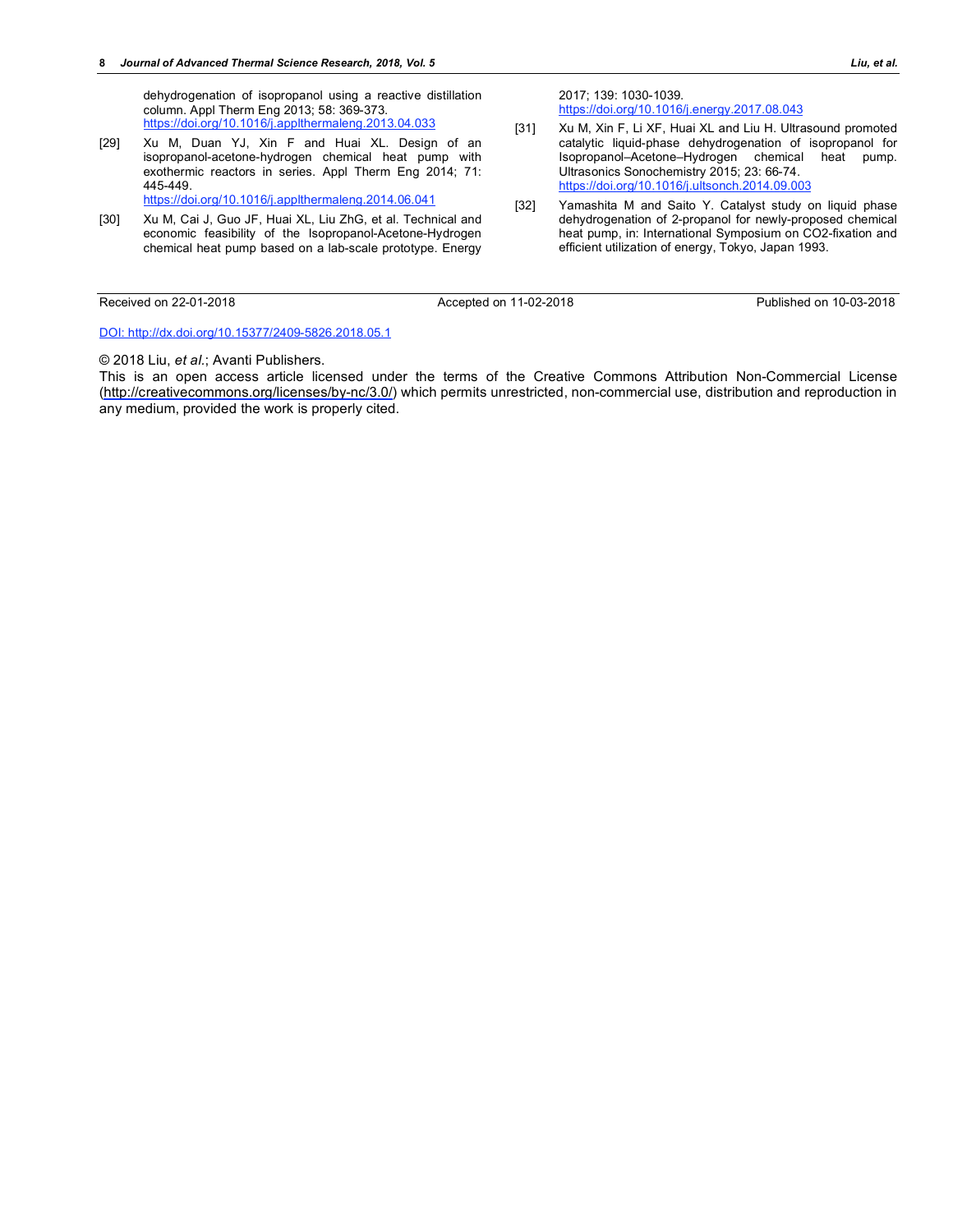dehydrogenation of isopropanol using a reactive distillation column. Appl Therm Eng 2013; 58: 369-373. https://doi.org/10.1016/j.applthermaleng.2013.04.033

[29] Xu M, Duan YJ, Xin F and Huai XL. Design of an isopropanol-acetone-hydrogen chemical heat pump with exothermic reactors in series. Appl Therm Eng 2014; 71: 445-449. https://doi.org/10.1016/j.applthermaleng.2014.06.041

[30] Xu M, Cai J, Guo JF, Huai XL, Liu ZhG, et al. Technical and economic feasibility of the Isopropanol-Acetone-Hydrogen chemical heat pump based on a lab-scale prototype. Energy 2017; 139: 1030-1039. https://doi.org/10.1016/j.energy.2017.08.043

[31] Xu M, Xin F, Li XF, Huai XL and Liu H. Ultrasound promoted catalytic liquid-phase dehydrogenation of isopropanol for Isopropanol–Acetone–Hydrogen chemical heat pump. Ultrasonics Sonochemistry 2015; 23: 66-74. https://doi.org/10.1016/j.ultsonch.2014.09.003

[32] Yamashita M and Saito Y. Catalyst study on liquid phase dehydrogenation of 2-propanol for newly-proposed chemical heat pump, in: International Symposium on CO2-fixation and efficient utilization of energy, Tokyo, Japan 1993.

Received on 22-01-2018 Accepted on 11-02-2018 Published on 10-03-2018

DOI: http://dx.doi.org/10.15377/2409-5826.2018.05.1

© 2018 Liu, *et al*.; Avanti Publishers.

This is an open access article licensed under the terms of the Creative Commons Attribution Non-Commercial License (http://creativecommons.org/licenses/by-nc/3.0/) which permits unrestricted, non-commercial use, distribution and reproduction in any medium, provided the work is properly cited.